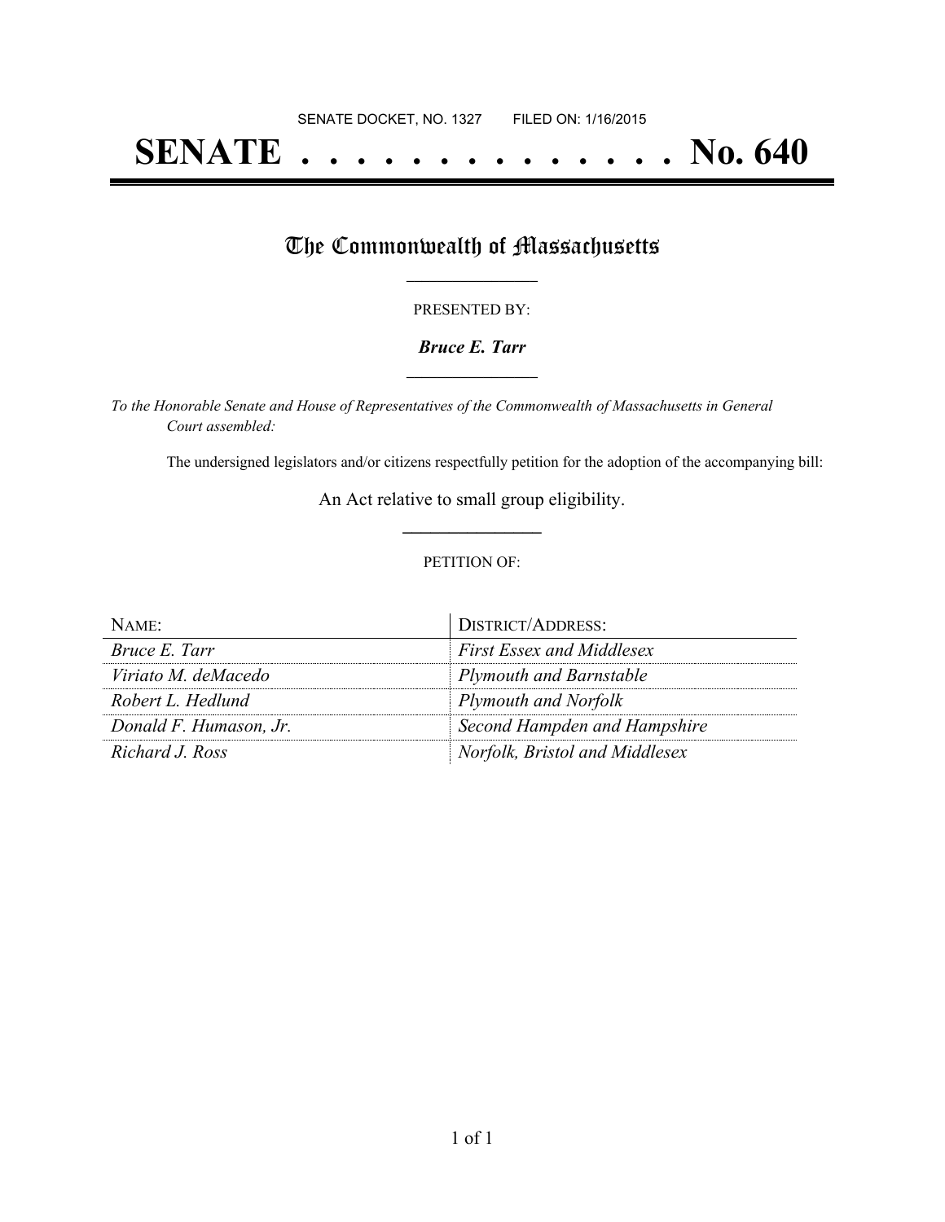SENATE DOCKET, NO. 1327        FILED ON: 1/16/2015

# SENATE . . . . . . . . . . . . . . No. 640

## The Commonwealth of Massachusetts

PRESENTED BY:

***Bruce E. Tarr***

*To the Honorable Senate and House of Representatives of the Commonwealth of Massachusetts in General Court assembled:*

The undersigned legislators and/or citizens respectfully petition for the adoption of the accompanying bill:

An Act relative to small group eligibility.

PETITION OF:

| NAME: | DISTRICT/ADDRESS: |
| --- | --- |
| *Bruce E. Tarr* | *First Essex and Middlesex* |
| *Viriato M. deMacedo* | *Plymouth and Barnstable* |
| *Robert L. Hedlund* | *Plymouth and Norfolk* |
| *Donald F. Humason, Jr.* | *Second Hampden and Hampshire* |
| *Richard J. Ross* | *Norfolk, Bristol and Middlesex* |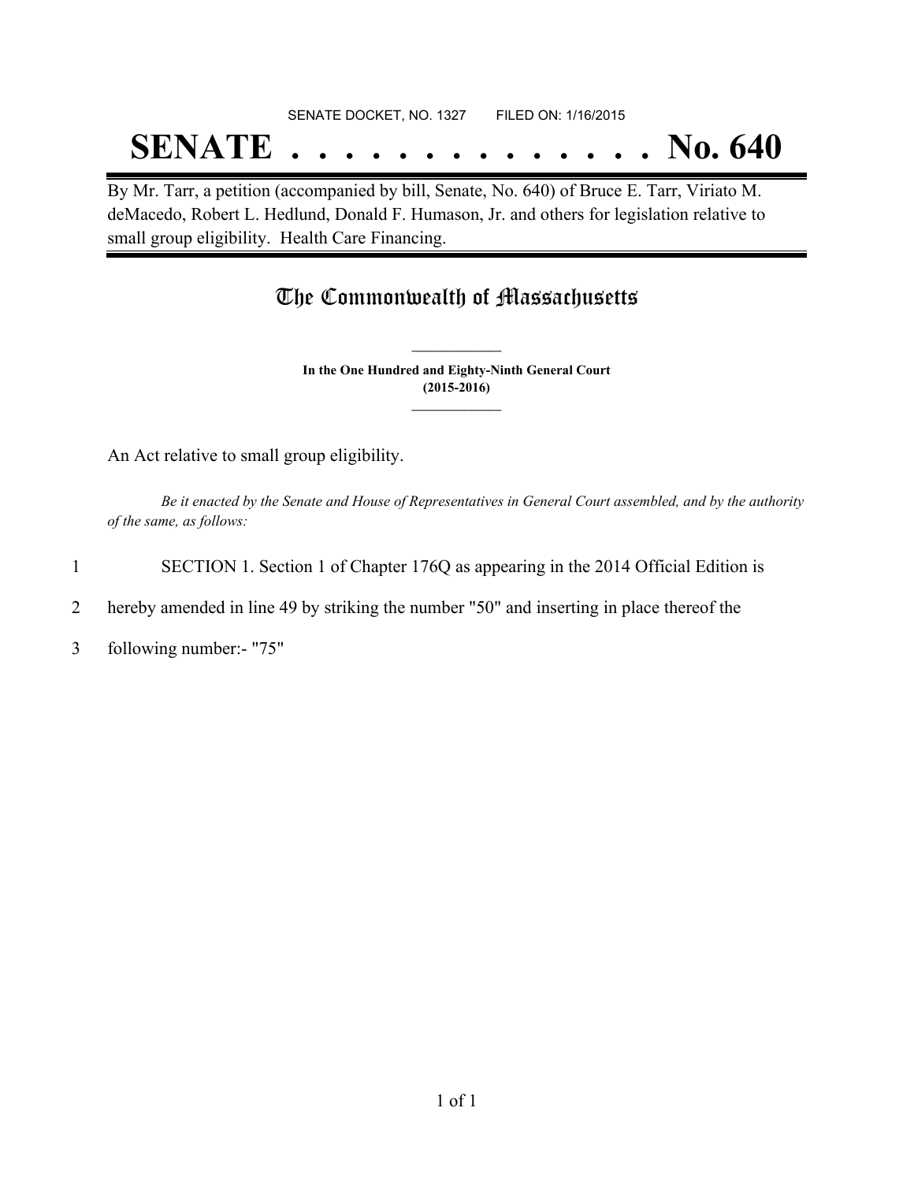SENATE DOCKET, NO. 1327        FILED ON: 1/16/2015

# SENATE . . . . . . . . . . . . . . . No. 640

By Mr. Tarr, a petition (accompanied by bill, Senate, No. 640) of Bruce E. Tarr, Viriato M. deMacedo, Robert L. Hedlund, Donald F. Humason, Jr. and others for legislation relative to small group eligibility. Health Care Financing.

## The Commonwealth of Massachusetts

**In the One Hundred and Eighty-Ninth General Court**
**(2015-2016)**

An Act relative to small group eligibility.

*Be it enacted by the Senate and House of Representatives in General Court assembled, and by the authority of the same, as follows:*

1 SECTION 1. Section 1 of Chapter 176Q as appearing in the 2014 Official Edition is

2 hereby amended in line 49 by striking the number "50" and inserting in place thereof the

3 following number:- "75"